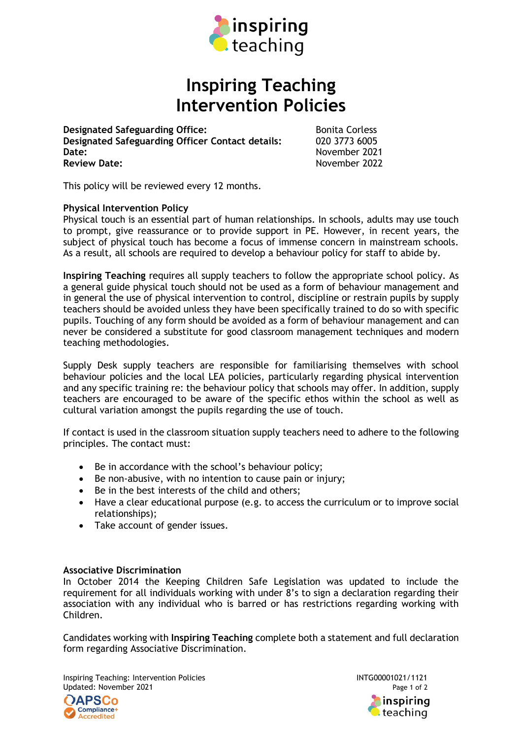# Inspiring Teaching Intervention Policies

| | |
|---|---|
| **Designated Safeguarding Office:** | Bonita Corless |
| **Designated Safeguarding Officer Contact details:** | 020 3773 6005 |
| **Date:** | November 2021 |
| **Review Date:** | November 2022 |

This policy will be reviewed every 12 months.

**Physical Intervention Policy**

Physical touch is an essential part of human relationships. In schools, adults may use touch to prompt, give reassurance or to provide support in PE. However, in recent years, the subject of physical touch has become a focus of immense concern in mainstream schools. As a result, all schools are required to develop a behaviour policy for staff to abide by.

**Inspiring Teaching** requires all supply teachers to follow the appropriate school policy. As a general guide physical touch should not be used as a form of behaviour management and in general the use of physical intervention to control, discipline or restrain pupils by supply teachers should be avoided unless they have been specifically trained to do so with specific pupils. Touching of any form should be avoided as a form of behaviour management and can never be considered a substitute for good classroom management techniques and modern teaching methodologies.

Supply Desk supply teachers are responsible for familiarising themselves with school behaviour policies and the local LEA policies, particularly regarding physical intervention and any specific training re: the behaviour policy that schools may offer. In addition, supply teachers are encouraged to be aware of the specific ethos within the school as well as cultural variation amongst the pupils regarding the use of touch.

If contact is used in the classroom situation supply teachers need to adhere to the following principles. The contact must:

- Be in accordance with the school's behaviour policy;
- Be non-abusive, with no intention to cause pain or injury;
- Be in the best interests of the child and others;
- Have a clear educational purpose (e.g. to access the curriculum or to improve social relationships);
- Take account of gender issues.

**Associative Discrimination**

In October 2014 the Keeping Children Safe Legislation was updated to include the requirement for all individuals working with under 8's to sign a declaration regarding their association with any individual who is barred or has restrictions regarding working with Children.

Candidates working with **Inspiring Teaching** complete both a statement and full declaration form regarding Associative Discrimination.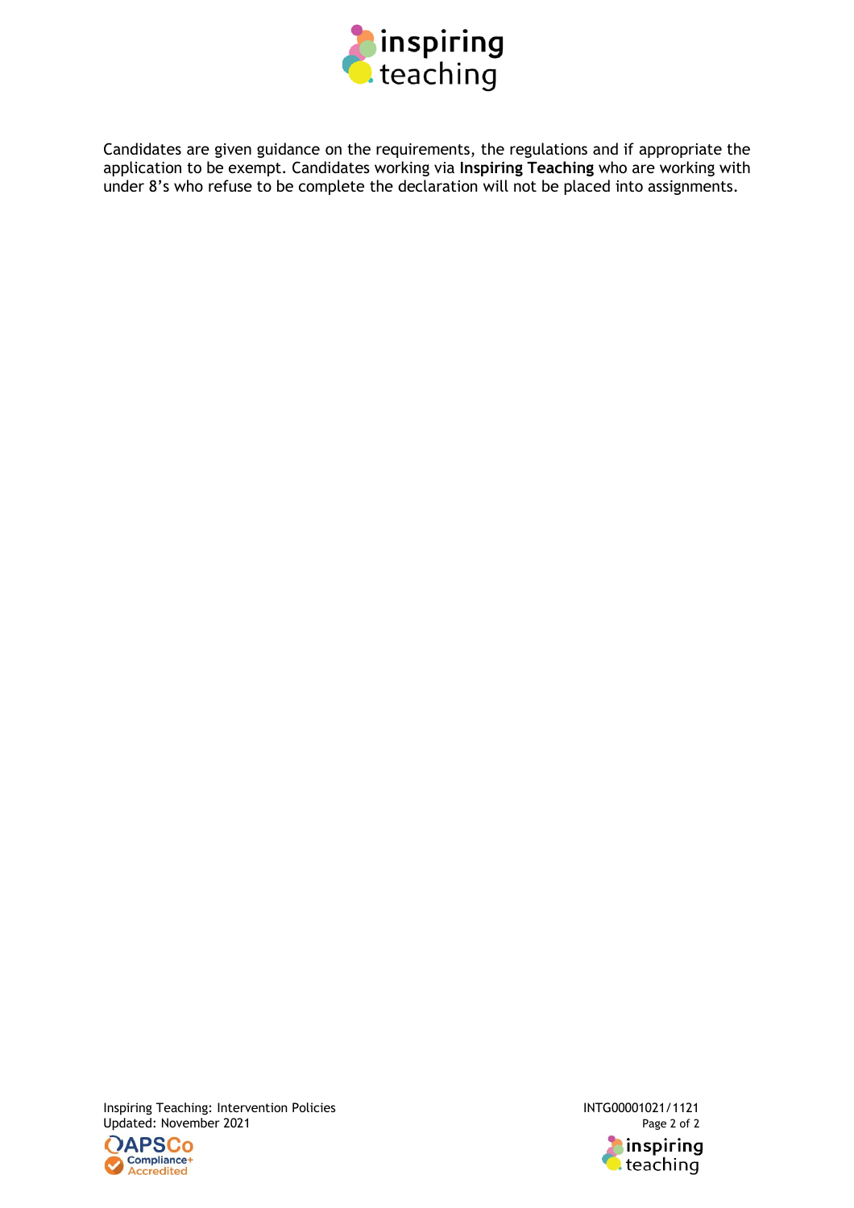Candidates are given guidance on the requirements, the regulations and if appropriate the application to be exempt. Candidates working via **Inspiring Teaching** who are working with under 8's who refuse to be complete the declaration will not be placed into assignments.